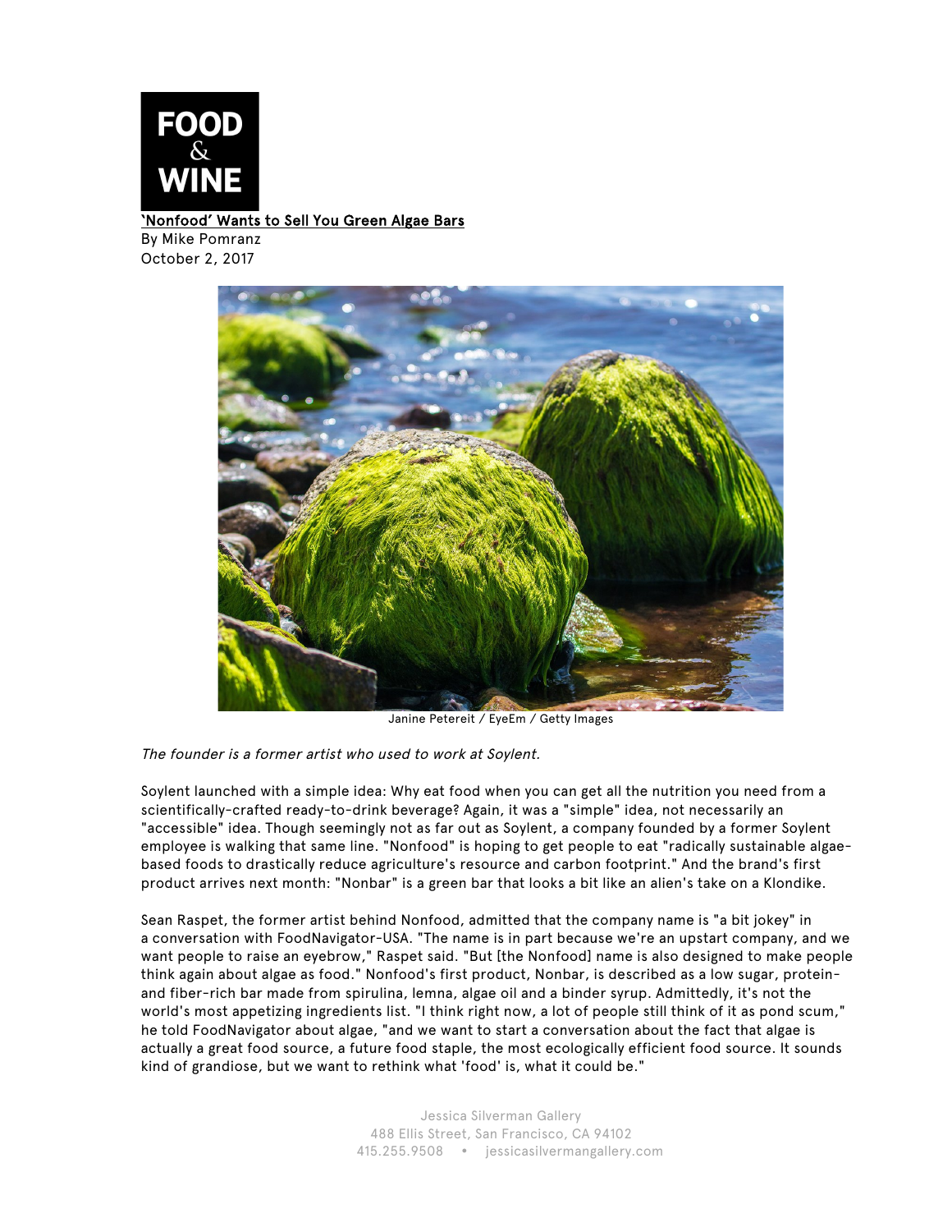FOOD & WINE

# 'Nonfood' Wants to Sell You Green Algae Bars

By Mike Pomranz
October 2, 2017

Janine Petereit / EyeEm / Getty Images

*The founder is a former artist who used to work at Soylent.*

Soylent launched with a simple idea: Why eat food when you can get all the nutrition you need from a scientifically-crafted ready-to-drink beverage? Again, it was a "simple" idea, not necessarily an "accessible" idea. Though seemingly not as far out as Soylent, a company founded by a former Soylent employee is walking that same line. "Nonfood" is hoping to get people to eat "radically sustainable algae-based foods to drastically reduce agriculture's resource and carbon footprint." And the brand's first product arrives next month: "Nonbar" is a green bar that looks a bit like an alien's take on a Klondike.

Sean Raspet, the former artist behind Nonfood, admitted that the company name is "a bit jokey" in a conversation with FoodNavigator-USA. "The name is in part because we're an upstart company, and we want people to raise an eyebrow," Raspet said. "But [the Nonfood] name is also designed to make people think again about algae as food." Nonfood's first product, Nonbar, is described as a low sugar, protein- and fiber-rich bar made from spirulina, lemna, algae oil and a binder syrup. Admittedly, it's not the world's most appetizing ingredients list. "I think right now, a lot of people still think of it as pond scum," he told FoodNavigator about algae, "and we want to start a conversation about the fact that algae is actually a great food source, a future food staple, the most ecologically efficient food source. It sounds kind of grandiose, but we want to rethink what 'food' is, what it could be."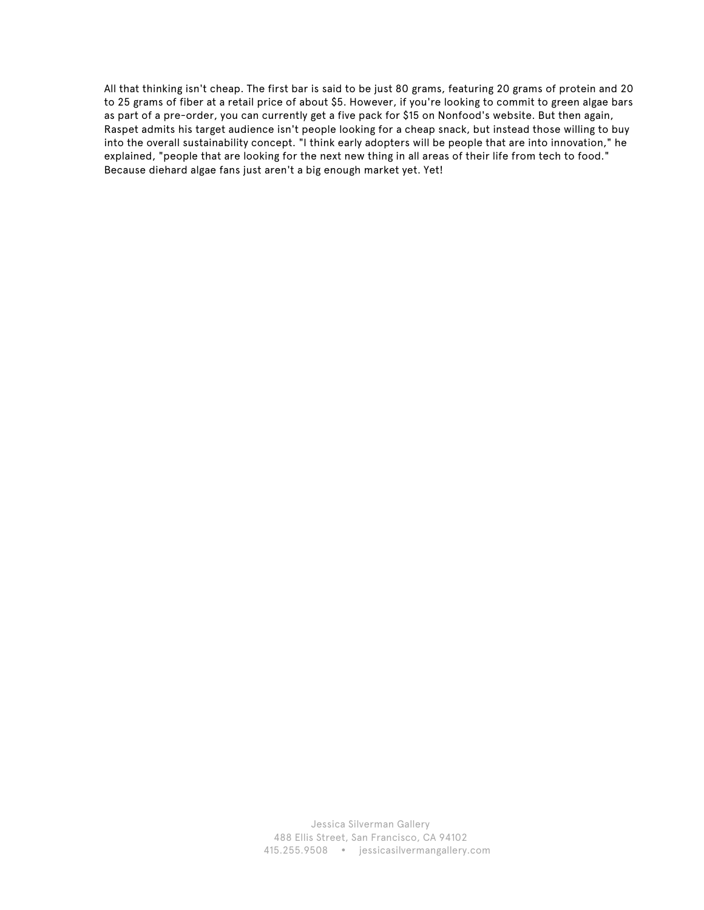All that thinking isn't cheap. The first bar is said to be just 80 grams, featuring 20 grams of protein and 20 to 25 grams of fiber at a retail price of about $5. However, if you're looking to commit to green algae bars as part of a pre-order, you can currently get a five pack for $15 on Nonfood's website. But then again, Raspet admits his target audience isn't people looking for a cheap snack, but instead those willing to buy into the overall sustainability concept. "I think early adopters will be people that are into innovation," he explained, "people that are looking for the next new thing in all areas of their life from tech to food." Because diehard algae fans just aren't a big enough market yet. Yet!